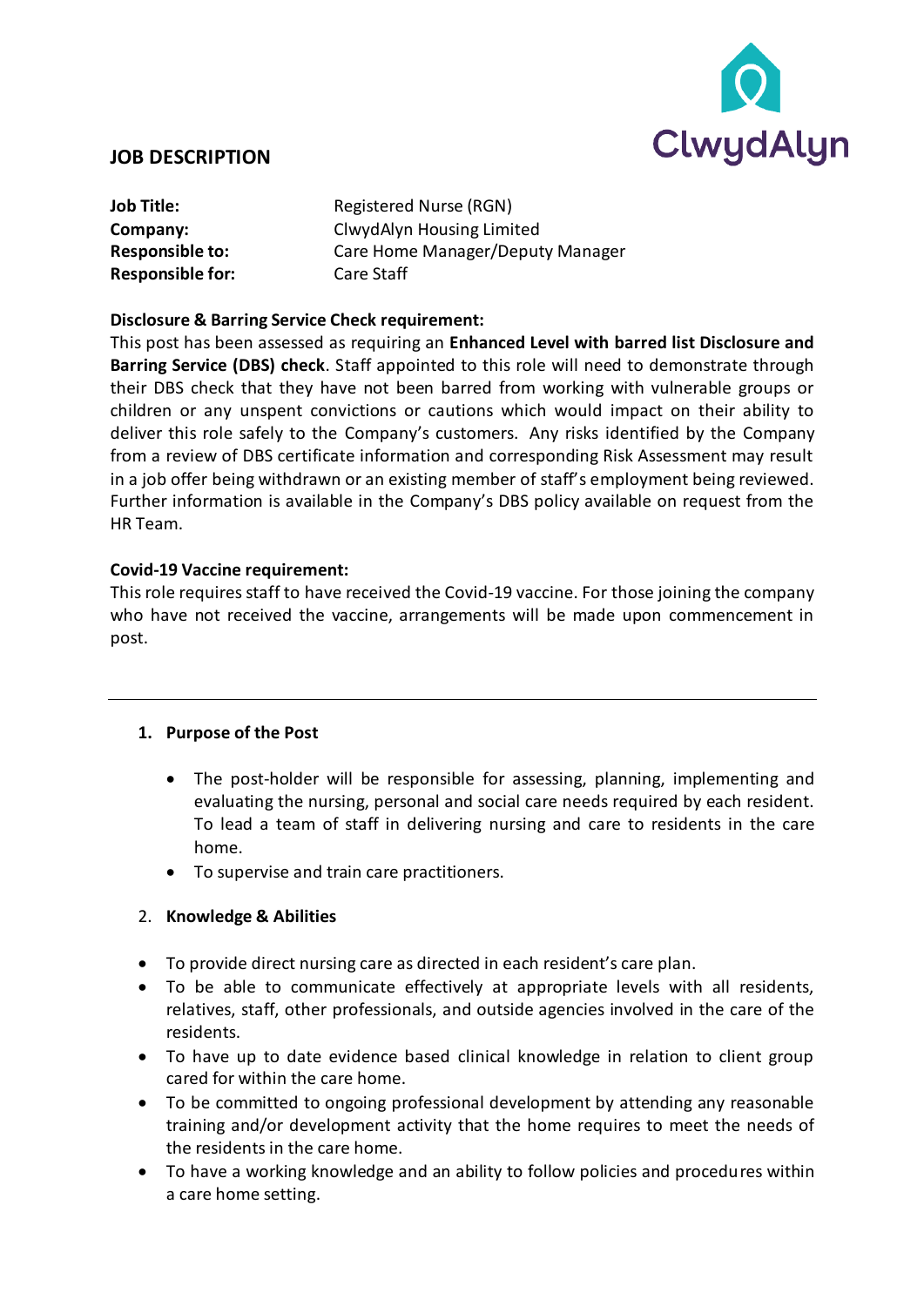ClwydAlyn

# JOB DESCRIPTION

| | |
|---|---|
| **Job Title:** | Registered Nurse (RGN) |
| **Company:** | ClwydAlyn Housing Limited |
| **Responsible to:** | Care Home Manager/Deputy Manager |
| **Responsible for:** | Care Staff |

**Disclosure & Barring Service Check requirement:**
This post has been assessed as requiring an **Enhanced Level with barred list Disclosure and Barring Service (DBS) check**. Staff appointed to this role will need to demonstrate through their DBS check that they have not been barred from working with vulnerable groups or children or any unspent convictions or cautions which would impact on their ability to deliver this role safely to the Company's customers. Any risks identified by the Company from a review of DBS certificate information and corresponding Risk Assessment may result in a job offer being withdrawn or an existing member of staff's employment being reviewed. Further information is available in the Company's DBS policy available on request from the HR Team.

**Covid-19 Vaccine requirement:**
This role requires staff to have received the Covid-19 vaccine. For those joining the company who have not received the vaccine, arrangements will be made upon commencement in post.

---

## 1. Purpose of the Post

- The post-holder will be responsible for assessing, planning, implementing and evaluating the nursing, personal and social care needs required by each resident. To lead a team of staff in delivering nursing and care to residents in the care home.
- To supervise and train care practitioners.

## 2. Knowledge & Abilities

- To provide direct nursing care as directed in each resident's care plan.
- To be able to communicate effectively at appropriate levels with all residents, relatives, staff, other professionals, and outside agencies involved in the care of the residents.
- To have up to date evidence based clinical knowledge in relation to client group cared for within the care home.
- To be committed to ongoing professional development by attending any reasonable training and/or development activity that the home requires to meet the needs of the residents in the care home.
- To have a working knowledge and an ability to follow policies and procedures within a care home setting.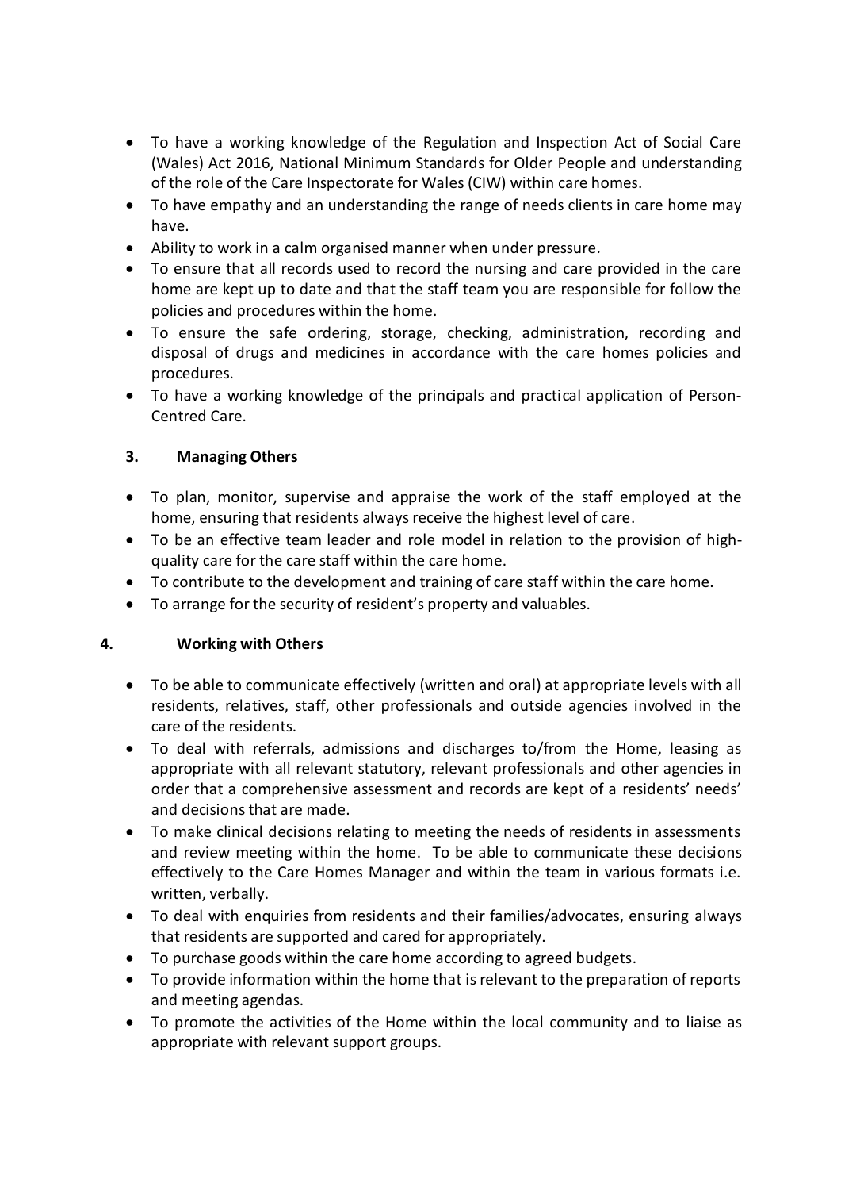- To have a working knowledge of the Regulation and Inspection Act of Social Care (Wales) Act 2016, National Minimum Standards for Older People and understanding of the role of the Care Inspectorate for Wales (CIW) within care homes.
- To have empathy and an understanding the range of needs clients in care home may have.
- Ability to work in a calm organised manner when under pressure.
- To ensure that all records used to record the nursing and care provided in the care home are kept up to date and that the staff team you are responsible for follow the policies and procedures within the home.
- To ensure the safe ordering, storage, checking, administration, recording and disposal of drugs and medicines in accordance with the care homes policies and procedures.
- To have a working knowledge of the principals and practical application of Person-Centred Care.

### 3. Managing Others

- To plan, monitor, supervise and appraise the work of the staff employed at the home, ensuring that residents always receive the highest level of care.
- To be an effective team leader and role model in relation to the provision of high-quality care for the care staff within the care home.
- To contribute to the development and training of care staff within the care home.
- To arrange for the security of resident's property and valuables.

### 4. Working with Others

- To be able to communicate effectively (written and oral) at appropriate levels with all residents, relatives, staff, other professionals and outside agencies involved in the care of the residents.
- To deal with referrals, admissions and discharges to/from the Home, leasing as appropriate with all relevant statutory, relevant professionals and other agencies in order that a comprehensive assessment and records are kept of a residents' needs' and decisions that are made.
- To make clinical decisions relating to meeting the needs of residents in assessments and review meeting within the home. To be able to communicate these decisions effectively to the Care Homes Manager and within the team in various formats i.e. written, verbally.
- To deal with enquiries from residents and their families/advocates, ensuring always that residents are supported and cared for appropriately.
- To purchase goods within the care home according to agreed budgets.
- To provide information within the home that is relevant to the preparation of reports and meeting agendas.
- To promote the activities of the Home within the local community and to liaise as appropriate with relevant support groups.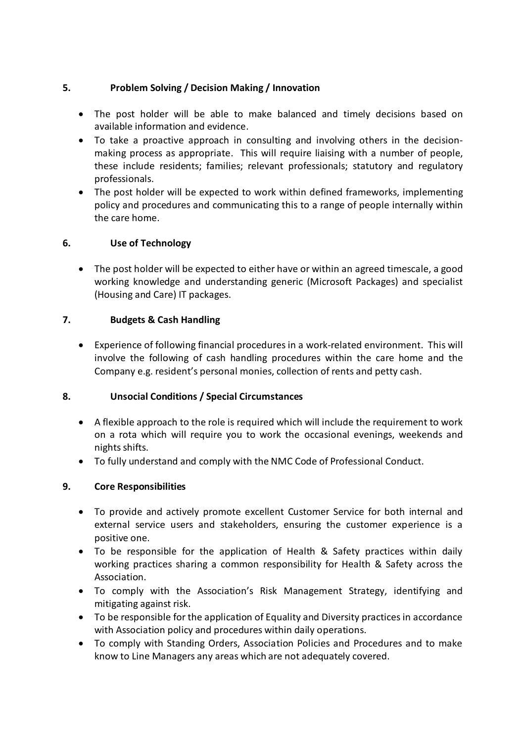## 5. Problem Solving / Decision Making / Innovation

- The post holder will be able to make balanced and timely decisions based on available information and evidence.
- To take a proactive approach in consulting and involving others in the decision-making process as appropriate. This will require liaising with a number of people, these include residents; families; relevant professionals; statutory and regulatory professionals.
- The post holder will be expected to work within defined frameworks, implementing policy and procedures and communicating this to a range of people internally within the care home.

## 6. Use of Technology

- The post holder will be expected to either have or within an agreed timescale, a good working knowledge and understanding generic (Microsoft Packages) and specialist (Housing and Care) IT packages.

## 7. Budgets & Cash Handling

- Experience of following financial procedures in a work-related environment. This will involve the following of cash handling procedures within the care home and the Company e.g. resident's personal monies, collection of rents and petty cash.

## 8. Unsocial Conditions / Special Circumstances

- A flexible approach to the role is required which will include the requirement to work on a rota which will require you to work the occasional evenings, weekends and nights shifts.
- To fully understand and comply with the NMC Code of Professional Conduct.

## 9. Core Responsibilities

- To provide and actively promote excellent Customer Service for both internal and external service users and stakeholders, ensuring the customer experience is a positive one.
- To be responsible for the application of Health & Safety practices within daily working practices sharing a common responsibility for Health & Safety across the Association.
- To comply with the Association's Risk Management Strategy, identifying and mitigating against risk.
- To be responsible for the application of Equality and Diversity practices in accordance with Association policy and procedures within daily operations.
- To comply with Standing Orders, Association Policies and Procedures and to make know to Line Managers any areas which are not adequately covered.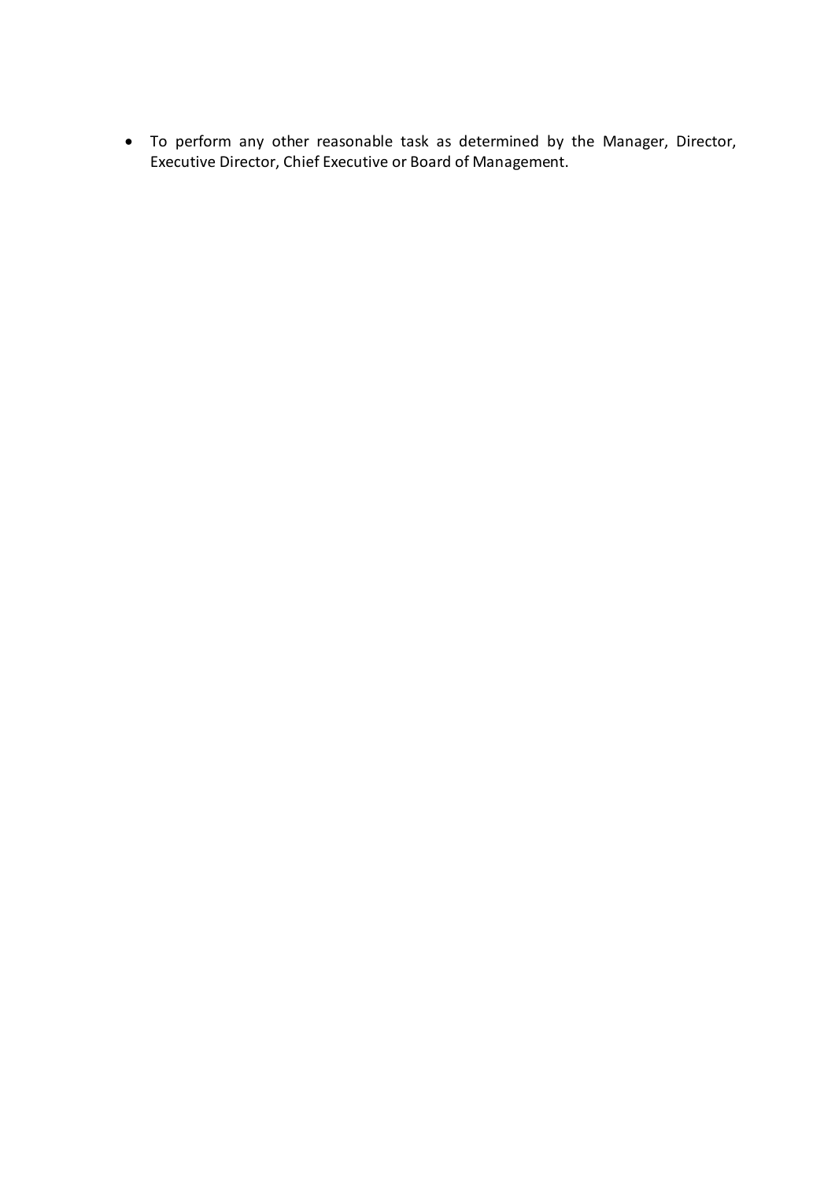- To perform any other reasonable task as determined by the Manager, Director, Executive Director, Chief Executive or Board of Management.